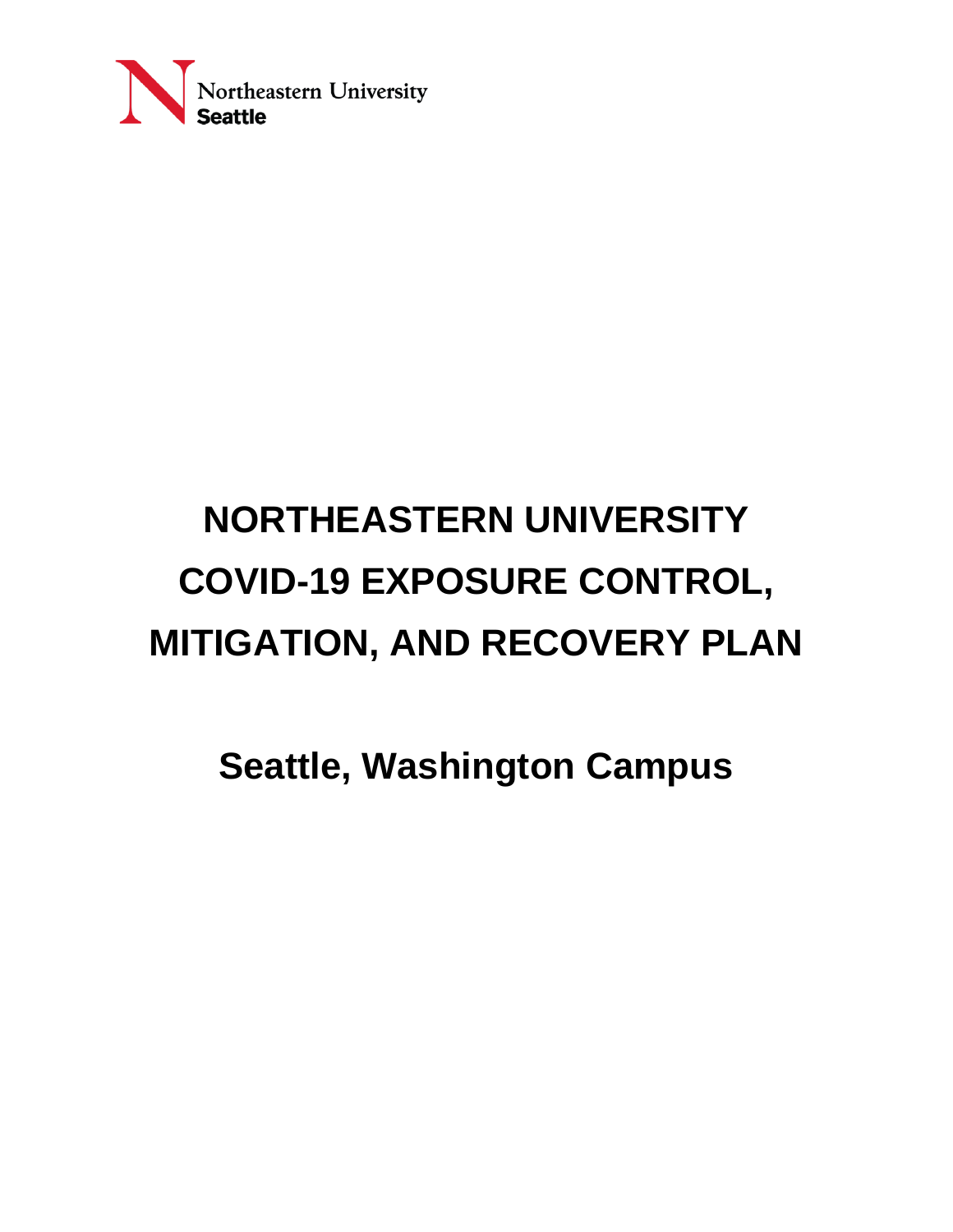Northeastern University
**Seattle**

# NORTHEASTERN UNIVERSITY COVID-19 EXPOSURE CONTROL, MITIGATION, AND RECOVERY PLAN

## Seattle, Washington Campus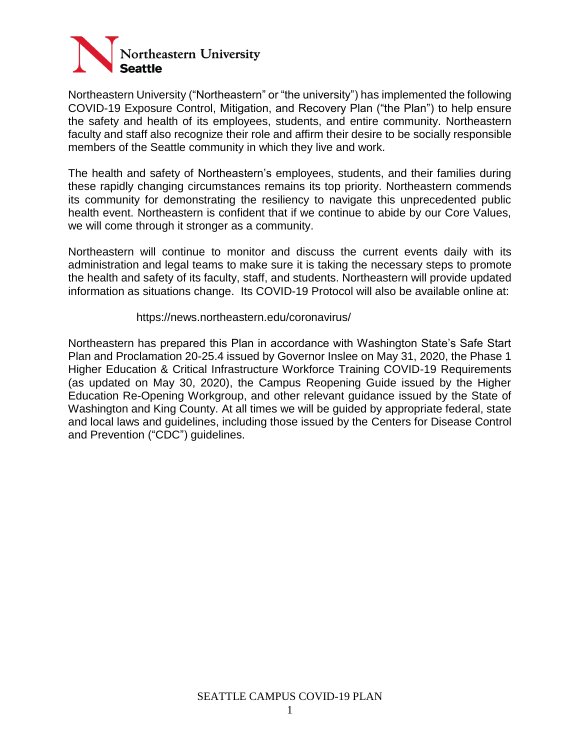Northeastern University ("Northeastern" or "the university") has implemented the following COVID-19 Exposure Control, Mitigation, and Recovery Plan ("the Plan") to help ensure the safety and health of its employees, students, and entire community. Northeastern faculty and staff also recognize their role and affirm their desire to be socially responsible members of the Seattle community in which they live and work.

The health and safety of Northeastern's employees, students, and their families during these rapidly changing circumstances remains its top priority. Northeastern commends its community for demonstrating the resiliency to navigate this unprecedented public health event. Northeastern is confident that if we continue to abide by our Core Values, we will come through it stronger as a community.

Northeastern will continue to monitor and discuss the current events daily with its administration and legal teams to make sure it is taking the necessary steps to promote the health and safety of its faculty, staff, and students. Northeastern will provide updated information as situations change. Its COVID-19 Protocol will also be available online at:

https://news.northeastern.edu/coronavirus/

Northeastern has prepared this Plan in accordance with Washington State's Safe Start Plan and Proclamation 20-25.4 issued by Governor Inslee on May 31, 2020, the Phase 1 Higher Education & Critical Infrastructure Workforce Training COVID-19 Requirements (as updated on May 30, 2020), the Campus Reopening Guide issued by the Higher Education Re-Opening Workgroup, and other relevant guidance issued by the State of Washington and King County. At all times we will be guided by appropriate federal, state and local laws and guidelines, including those issued by the Centers for Disease Control and Prevention ("CDC") guidelines.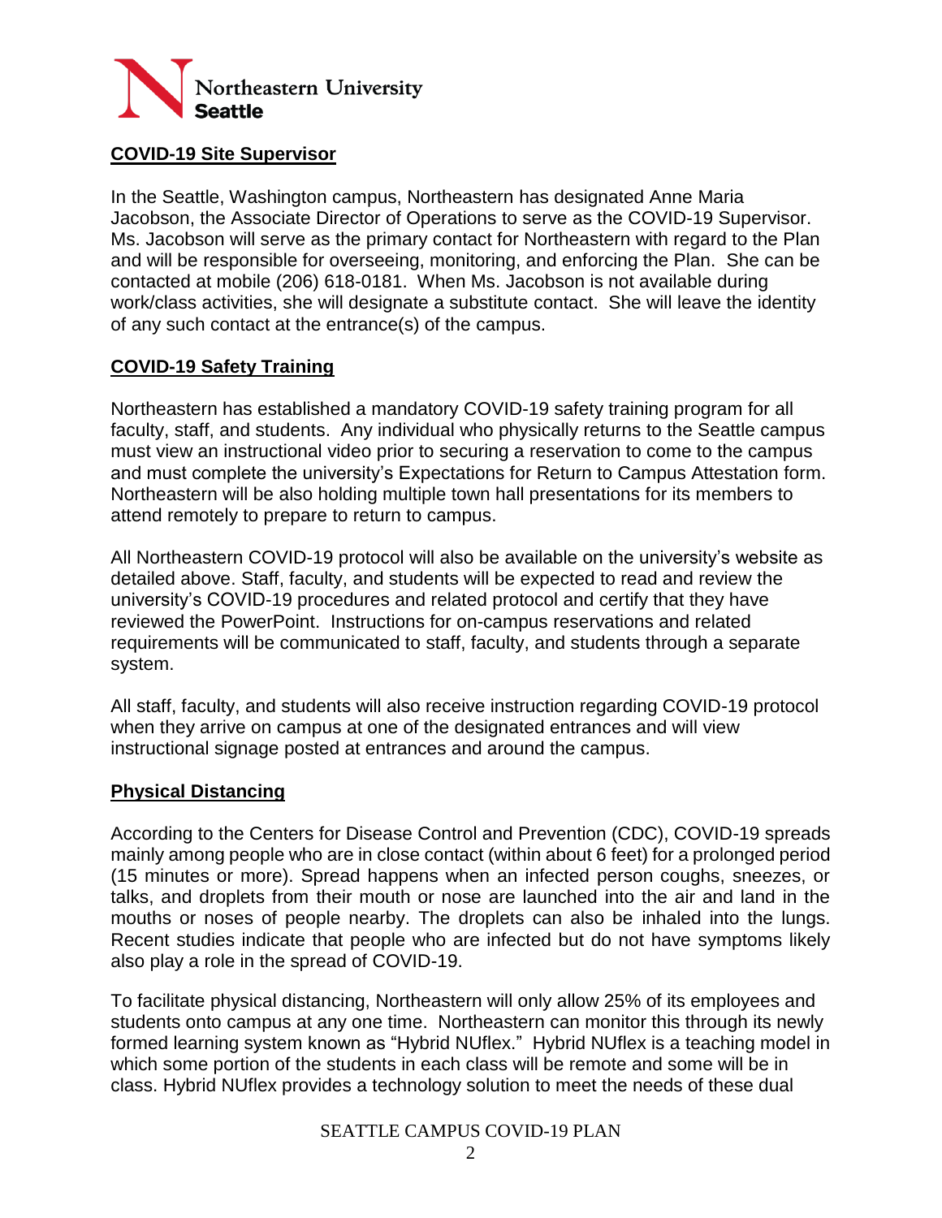## COVID-19 Site Supervisor

In the Seattle, Washington campus, Northeastern has designated Anne Maria Jacobson, the Associate Director of Operations to serve as the COVID-19 Supervisor. Ms. Jacobson will serve as the primary contact for Northeastern with regard to the Plan and will be responsible for overseeing, monitoring, and enforcing the Plan. She can be contacted at mobile (206) 618-0181. When Ms. Jacobson is not available during work/class activities, she will designate a substitute contact. She will leave the identity of any such contact at the entrance(s) of the campus.

## COVID-19 Safety Training

Northeastern has established a mandatory COVID-19 safety training program for all faculty, staff, and students. Any individual who physically returns to the Seattle campus must view an instructional video prior to securing a reservation to come to the campus and must complete the university's Expectations for Return to Campus Attestation form. Northeastern will be also holding multiple town hall presentations for its members to attend remotely to prepare to return to campus.

All Northeastern COVID-19 protocol will also be available on the university's website as detailed above. Staff, faculty, and students will be expected to read and review the university's COVID-19 procedures and related protocol and certify that they have reviewed the PowerPoint. Instructions for on-campus reservations and related requirements will be communicated to staff, faculty, and students through a separate system.

All staff, faculty, and students will also receive instruction regarding COVID-19 protocol when they arrive on campus at one of the designated entrances and will view instructional signage posted at entrances and around the campus.

## Physical Distancing

According to the Centers for Disease Control and Prevention (CDC), COVID-19 spreads mainly among people who are in close contact (within about 6 feet) for a prolonged period (15 minutes or more). Spread happens when an infected person coughs, sneezes, or talks, and droplets from their mouth or nose are launched into the air and land in the mouths or noses of people nearby. The droplets can also be inhaled into the lungs. Recent studies indicate that people who are infected but do not have symptoms likely also play a role in the spread of COVID-19.

To facilitate physical distancing, Northeastern will only allow 25% of its employees and students onto campus at any one time. Northeastern can monitor this through its newly formed learning system known as "Hybrid NUflex." Hybrid NUflex is a teaching model in which some portion of the students in each class will be remote and some will be in class. Hybrid NUflex provides a technology solution to meet the needs of these dual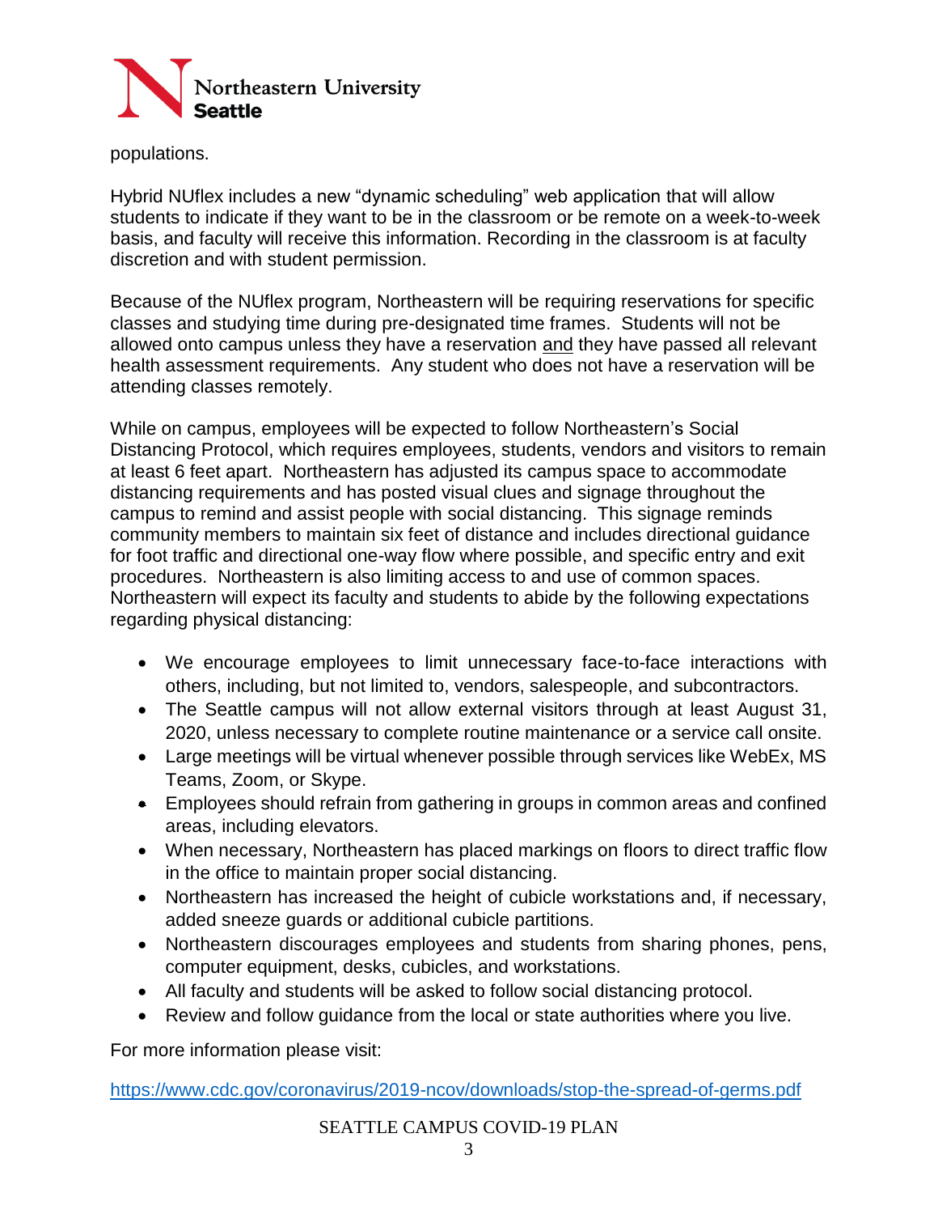populations.

Hybrid NUflex includes a new "dynamic scheduling" web application that will allow students to indicate if they want to be in the classroom or be remote on a week-to-week basis, and faculty will receive this information. Recording in the classroom is at faculty discretion and with student permission.

Because of the NUflex program, Northeastern will be requiring reservations for specific classes and studying time during pre-designated time frames. Students will not be allowed onto campus unless they have a reservation <u>and</u> they have passed all relevant health assessment requirements. Any student who does not have a reservation will be attending classes remotely.

While on campus, employees will be expected to follow Northeastern's Social Distancing Protocol, which requires employees, students, vendors and visitors to remain at least 6 feet apart. Northeastern has adjusted its campus space to accommodate distancing requirements and has posted visual clues and signage throughout the campus to remind and assist people with social distancing. This signage reminds community members to maintain six feet of distance and includes directional guidance for foot traffic and directional one-way flow where possible, and specific entry and exit procedures. Northeastern is also limiting access to and use of common spaces. Northeastern will expect its faculty and students to abide by the following expectations regarding physical distancing:

- We encourage employees to limit unnecessary face-to-face interactions with others, including, but not limited to, vendors, salespeople, and subcontractors.
- The Seattle campus will not allow external visitors through at least August 31, 2020, unless necessary to complete routine maintenance or a service call onsite.
- Large meetings will be virtual whenever possible through services like WebEx, MS Teams, Zoom, or Skype.
- Employees should refrain from gathering in groups in common areas and confined areas, including elevators.
- When necessary, Northeastern has placed markings on floors to direct traffic flow in the office to maintain proper social distancing.
- Northeastern has increased the height of cubicle workstations and, if necessary, added sneeze guards or additional cubicle partitions.
- Northeastern discourages employees and students from sharing phones, pens, computer equipment, desks, cubicles, and workstations.
- All faculty and students will be asked to follow social distancing protocol.
- Review and follow guidance from the local or state authorities where you live.

For more information please visit:

https://www.cdc.gov/coronavirus/2019-ncov/downloads/stop-the-spread-of-germs.pdf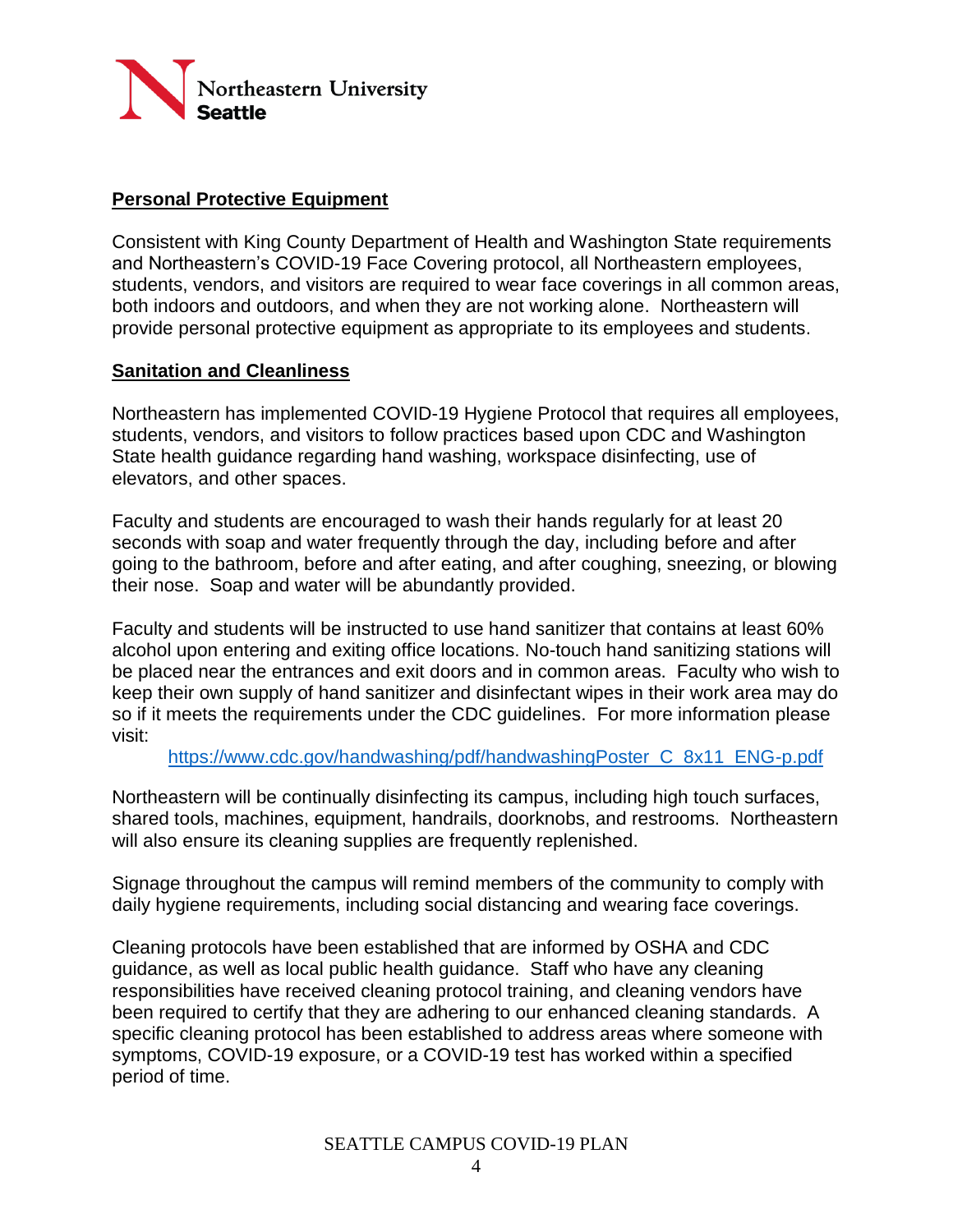## Personal Protective Equipment

Consistent with King County Department of Health and Washington State requirements and Northeastern's COVID-19 Face Covering protocol, all Northeastern employees, students, vendors, and visitors are required to wear face coverings in all common areas, both indoors and outdoors, and when they are not working alone. Northeastern will provide personal protective equipment as appropriate to its employees and students.

## Sanitation and Cleanliness

Northeastern has implemented COVID-19 Hygiene Protocol that requires all employees, students, vendors, and visitors to follow practices based upon CDC and Washington State health guidance regarding hand washing, workspace disinfecting, use of elevators, and other spaces.

Faculty and students are encouraged to wash their hands regularly for at least 20 seconds with soap and water frequently through the day, including before and after going to the bathroom, before and after eating, and after coughing, sneezing, or blowing their nose. Soap and water will be abundantly provided.

Faculty and students will be instructed to use hand sanitizer that contains at least 60% alcohol upon entering and exiting office locations. No-touch hand sanitizing stations will be placed near the entrances and exit doors and in common areas. Faculty who wish to keep their own supply of hand sanitizer and disinfectant wipes in their work area may do so if it meets the requirements under the CDC guidelines. For more information please visit:

https://www.cdc.gov/handwashing/pdf/handwashingPoster_C_8x11_ENG-p.pdf

Northeastern will be continually disinfecting its campus, including high touch surfaces, shared tools, machines, equipment, handrails, doorknobs, and restrooms. Northeastern will also ensure its cleaning supplies are frequently replenished.

Signage throughout the campus will remind members of the community to comply with daily hygiene requirements, including social distancing and wearing face coverings.

Cleaning protocols have been established that are informed by OSHA and CDC guidance, as well as local public health guidance. Staff who have any cleaning responsibilities have received cleaning protocol training, and cleaning vendors have been required to certify that they are adhering to our enhanced cleaning standards. A specific cleaning protocol has been established to address areas where someone with symptoms, COVID-19 exposure, or a COVID-19 test has worked within a specified period of time.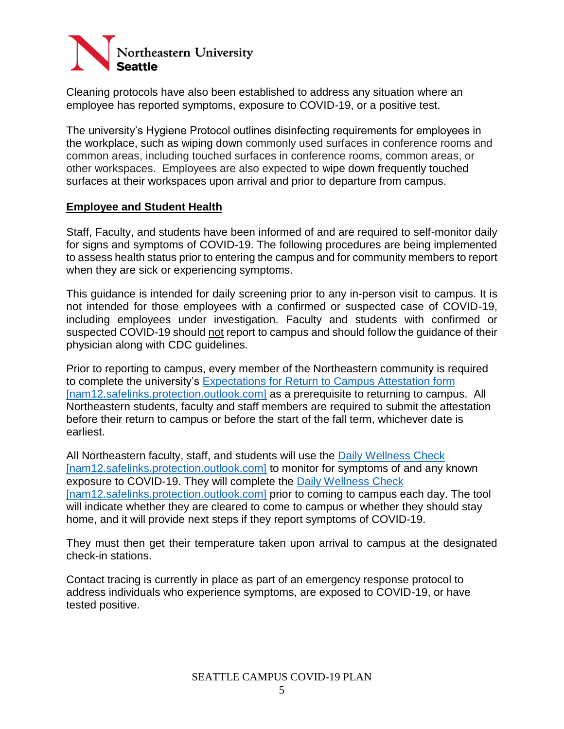Cleaning protocols have also been established to address any situation where an employee has reported symptoms, exposure to COVID-19, or a positive test.

The university's Hygiene Protocol outlines disinfecting requirements for employees in the workplace, such as wiping down commonly used surfaces in conference rooms and common areas, including touched surfaces in conference rooms, common areas, or other workspaces. Employees are also expected to wipe down frequently touched surfaces at their workspaces upon arrival and prior to departure from campus.

## Employee and Student Health

Staff, Faculty, and students have been informed of and are required to self-monitor daily for signs and symptoms of COVID-19. The following procedures are being implemented to assess health status prior to entering the campus and for community members to report when they are sick or experiencing symptoms.

This guidance is intended for daily screening prior to any in-person visit to campus. It is not intended for those employees with a confirmed or suspected case of COVID-19, including employees under investigation. Faculty and students with confirmed or suspected COVID-19 should not report to campus and should follow the guidance of their physician along with CDC guidelines.

Prior to reporting to campus, every member of the Northeastern community is required to complete the university's Expectations for Return to Campus Attestation form [nam12.safelinks.protection.outlook.com] as a prerequisite to returning to campus. All Northeastern students, faculty and staff members are required to submit the attestation before their return to campus or before the start of the fall term, whichever date is earliest.

All Northeastern faculty, staff, and students will use the Daily Wellness Check [nam12.safelinks.protection.outlook.com] to monitor for symptoms of and any known exposure to COVID-19. They will complete the Daily Wellness Check [nam12.safelinks.protection.outlook.com] prior to coming to campus each day. The tool will indicate whether they are cleared to come to campus or whether they should stay home, and it will provide next steps if they report symptoms of COVID-19.

They must then get their temperature taken upon arrival to campus at the designated check-in stations.

Contact tracing is currently in place as part of an emergency response protocol to address individuals who experience symptoms, are exposed to COVID-19, or have tested positive.